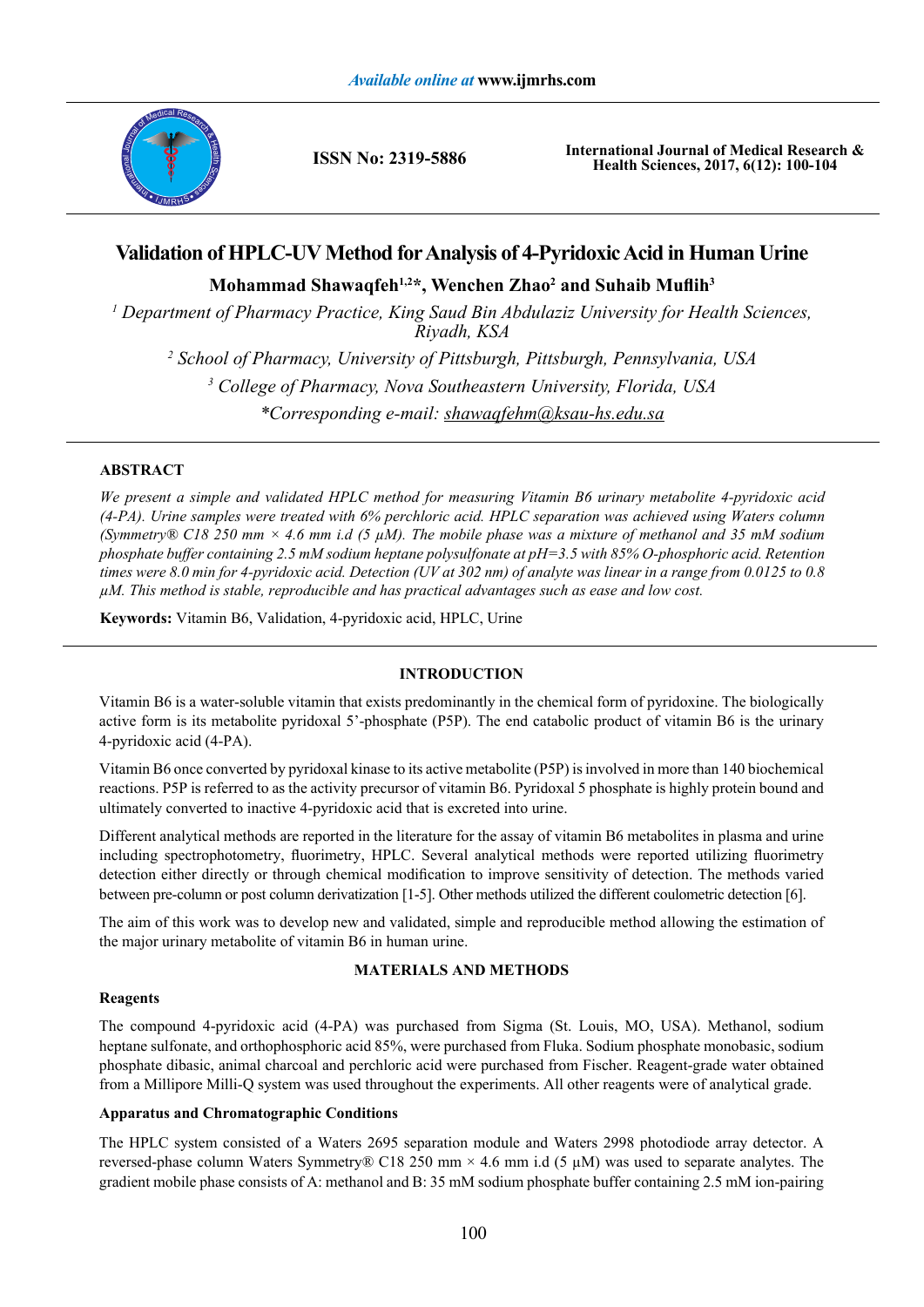# Validation of HPLC-UV Method for Analysis of 4-Pyridoxic Acid in Human Urine

**Mohammad Shawaqfeh[1,2]*, Wenchen Zhao[2] and Suhaib Muflih[3]**

*[1] Department of Pharmacy Practice, King Saud Bin Abdulaziz University for Health Sciences, Riyadh, KSA*

*[2] School of Pharmacy, University of Pittsburgh, Pittsburgh, Pennsylvania, USA*

*[3] College of Pharmacy, Nova Southeastern University, Florida, USA*

*\*Corresponding e-mail: shawaqfehm@ksau-hs.edu.sa*

## ABSTRACT

*We present a simple and validated HPLC method for measuring Vitamin B6 urinary metabolite 4-pyridoxic acid (4-PA). Urine samples were treated with 6% perchloric acid. HPLC separation was achieved using Waters column (Symmetry® C18 250 mm × 4.6 mm i.d (5 µM). The mobile phase was a mixture of methanol and 35 mM sodium phosphate buffer containing 2.5 mM sodium heptane polysulfonate at pH=3.5 with 85% O-phosphoric acid. Retention times were 8.0 min for 4-pyridoxic acid. Detection (UV at 302 nm) of analyte was linear in a range from 0.0125 to 0.8 µM. This method is stable, reproducible and has practical advantages such as ease and low cost.*

**Keywords:** Vitamin B6, Validation, 4-pyridoxic acid, HPLC, Urine

## INTRODUCTION

Vitamin B6 is a water-soluble vitamin that exists predominantly in the chemical form of pyridoxine. The biologically active form is its metabolite pyridoxal 5'-phosphate (P5P). The end catabolic product of vitamin B6 is the urinary 4-pyridoxic acid (4-PA).

Vitamin B6 once converted by pyridoxal kinase to its active metabolite (P5P) is involved in more than 140 biochemical reactions. P5P is referred to as the activity precursor of vitamin B6. Pyridoxal 5 phosphate is highly protein bound and ultimately converted to inactive 4-pyridoxic acid that is excreted into urine.

Different analytical methods are reported in the literature for the assay of vitamin B6 metabolites in plasma and urine including spectrophotometry, fluorimetry, HPLC. Several analytical methods were reported utilizing fluorimetry detection either directly or through chemical modification to improve sensitivity of detection. The methods varied between pre-column or post column derivatization [1-5]. Other methods utilized the different coulometric detection [6].

The aim of this work was to develop new and validated, simple and reproducible method allowing the estimation of the major urinary metabolite of vitamin B6 in human urine.

## MATERIALS AND METHODS

### Reagents

The compound 4-pyridoxic acid (4-PA) was purchased from Sigma (St. Louis, MO, USA). Methanol, sodium heptane sulfonate, and orthophosphoric acid 85%, were purchased from Fluka. Sodium phosphate monobasic, sodium phosphate dibasic, animal charcoal and perchloric acid were purchased from Fischer. Reagent-grade water obtained from a Millipore Milli-Q system was used throughout the experiments. All other reagents were of analytical grade.

### Apparatus and Chromatographic Conditions

The HPLC system consisted of a Waters 2695 separation module and Waters 2998 photodiode array detector. A reversed-phase column Waters Symmetry® C18 250 mm × 4.6 mm i.d (5 µM) was used to separate analytes. The gradient mobile phase consists of A: methanol and B: 35 mM sodium phosphate buffer containing 2.5 mM ion-pairing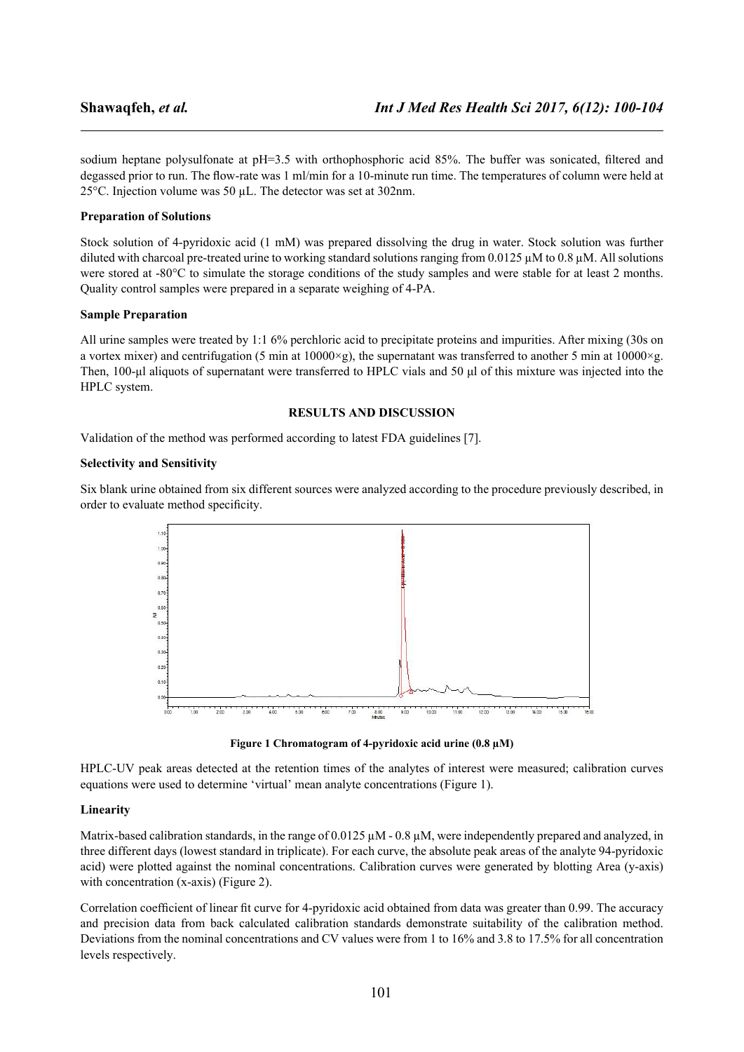sodium heptane polysulfonate at pH=3.5 with orthophosphoric acid 85%. The buffer was sonicated, filtered and degassed prior to run. The flow-rate was 1 ml/min for a 10-minute run time. The temperatures of column were held at 25°C. Injection volume was 50 µL. The detector was set at 302nm.

**Preparation of Solutions**

Stock solution of 4-pyridoxic acid (1 mM) was prepared dissolving the drug in water. Stock solution was further diluted with charcoal pre-treated urine to working standard solutions ranging from 0.0125 µM to 0.8 µM. All solutions were stored at -80°C to simulate the storage conditions of the study samples and were stable for at least 2 months. Quality control samples were prepared in a separate weighing of 4-PA.

**Sample Preparation**

All urine samples were treated by 1:1 6% perchloric acid to precipitate proteins and impurities. After mixing (30s on a vortex mixer) and centrifugation (5 min at 10000×g), the supernatant was transferred to another 5 min at 10000×g. Then, 100-µl aliquots of supernatant were transferred to HPLC vials and 50 µl of this mixture was injected into the HPLC system.

## RESULTS AND DISCUSSION

Validation of the method was performed according to latest FDA guidelines [7].

**Selectivity and Sensitivity**

Six blank urine obtained from six different sources were analyzed according to the procedure previously described, in order to evaluate method specificity.

**Figure 1 Chromatogram of 4-pyridoxic acid urine (0.8 µM)**

HPLC-UV peak areas detected at the retention times of the analytes of interest were measured; calibration curves equations were used to determine 'virtual' mean analyte concentrations (Figure 1).

**Linearity**

Matrix-based calibration standards, in the range of 0.0125 µM - 0.8 µM, were independently prepared and analyzed, in three different days (lowest standard in triplicate). For each curve, the absolute peak areas of the analyte 94-pyridoxic acid) were plotted against the nominal concentrations. Calibration curves were generated by blotting Area (y-axis) with concentration (x-axis) (Figure 2).

Correlation coefficient of linear fit curve for 4-pyridoxic acid obtained from data was greater than 0.99. The accuracy and precision data from back calculated calibration standards demonstrate suitability of the calibration method. Deviations from the nominal concentrations and CV values were from 1 to 16% and 3.8 to 17.5% for all concentration levels respectively.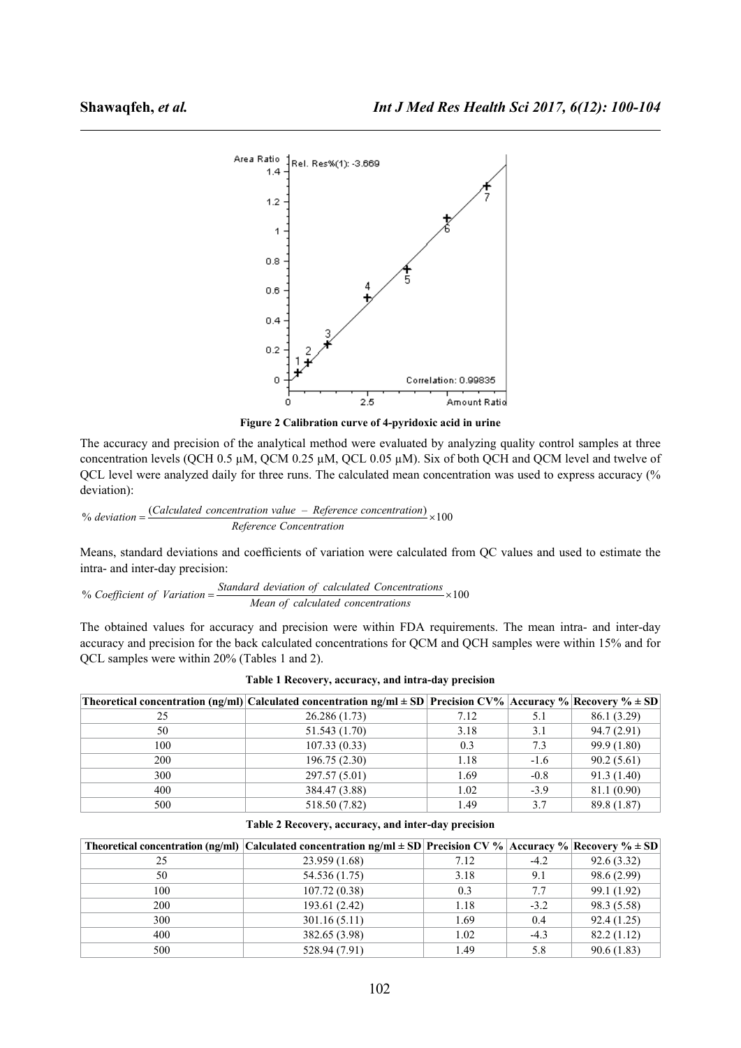Area Ratio

Rel. Res%(1): -3.669

1.4

1.2

1

0.8

0.6

0.4

0.2

0

0

2.5

Amount Ratio

Correlation: 0.99835

1 2 3 4 5 6 7

**Figure 2 Calibration curve of 4-pyridoxic acid in urine**

The accuracy and precision of the analytical method were evaluated by analyzing quality control samples at three concentration levels (QCH 0.5 µM, QCM 0.25 µM, QCL 0.05 µM). Six of both QCH and QCM level and twelve of QCL level were analyzed daily for three runs. The calculated mean concentration was used to express accuracy (% deviation):

$$\%\ deviation = \frac{(Calculated\ concentration\ value\ -\ Reference\ concentration)}{Reference\ Concentration} \times 100$$

Means, standard deviations and coefficients of variation were calculated from QC values and used to estimate the intra- and inter-day precision:

$$\%\ Coefficient\ of\ Variation = \frac{Standard\ deviation\ of\ calculated\ Concentrations}{Mean\ of\ calculated\ concentrations} \times 100$$

The obtained values for accuracy and precision were within FDA requirements. The mean intra- and inter-day accuracy and precision for the back calculated concentrations for QCM and QCH samples were within 15% and for QCL samples were within 20% (Tables 1 and 2).

**Table 1 Recovery, accuracy, and intra-day precision**

| Theoretical concentration (ng/ml) | Calculated concentration ng/ml ± SD | Precision CV% | Accuracy % | Recovery % ± SD |
|---|---|---|---|---|
| 25 | 26.286 (1.73) | 7.12 | 5.1 | 86.1 (3.29) |
| 50 | 51.543 (1.70) | 3.18 | 3.1 | 94.7 (2.91) |
| 100 | 107.33 (0.33) | 0.3 | 7.3 | 99.9 (1.80) |
| 200 | 196.75 (2.30) | 1.18 | -1.6 | 90.2 (5.61) |
| 300 | 297.57 (5.01) | 1.69 | -0.8 | 91.3 (1.40) |
| 400 | 384.47 (3.88) | 1.02 | -3.9 | 81.1 (0.90) |
| 500 | 518.50 (7.82) | 1.49 | 3.7 | 89.8 (1.87) |

**Table 2 Recovery, accuracy, and inter-day precision**

| Theoretical concentration (ng/ml) | Calculated concentration ng/ml ± SD | Precision CV % | Accuracy % | Recovery % ± SD |
|---|---|---|---|---|
| 25 | 23.959 (1.68) | 7.12 | -4.2 | 92.6 (3.32) |
| 50 | 54.536 (1.75) | 3.18 | 9.1 | 98.6 (2.99) |
| 100 | 107.72 (0.38) | 0.3 | 7.7 | 99.1 (1.92) |
| 200 | 193.61 (2.42) | 1.18 | -3.2 | 98.3 (5.58) |
| 300 | 301.16 (5.11) | 1.69 | 0.4 | 92.4 (1.25) |
| 400 | 382.65 (3.98) | 1.02 | -4.3 | 82.2 (1.12) |
| 500 | 528.94 (7.91) | 1.49 | 5.8 | 90.6 (1.83) |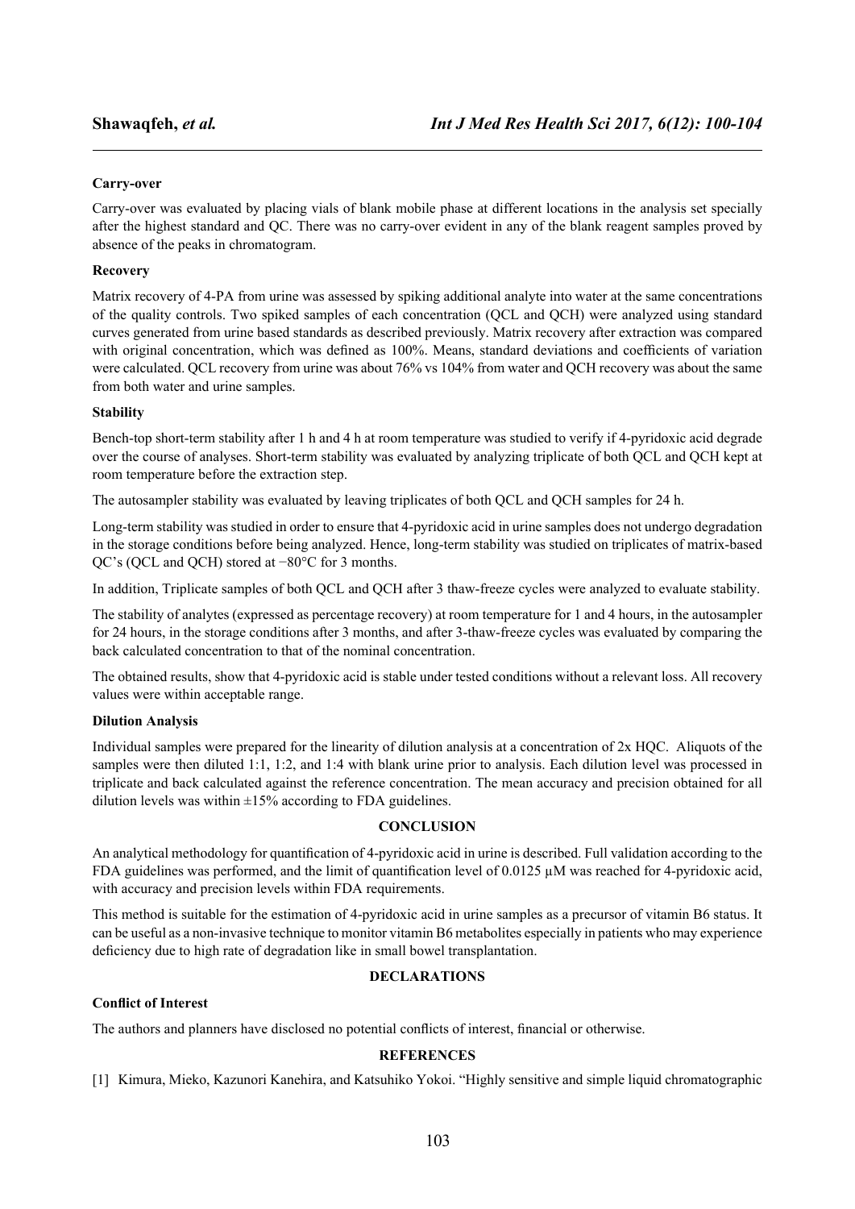### Carry-over

Carry-over was evaluated by placing vials of blank mobile phase at different locations in the analysis set specially after the highest standard and QC. There was no carry-over evident in any of the blank reagent samples proved by absence of the peaks in chromatogram.

### Recovery

Matrix recovery of 4-PA from urine was assessed by spiking additional analyte into water at the same concentrations of the quality controls. Two spiked samples of each concentration (QCL and QCH) were analyzed using standard curves generated from urine based standards as described previously. Matrix recovery after extraction was compared with original concentration, which was defined as 100%. Means, standard deviations and coefficients of variation were calculated. QCL recovery from urine was about 76% vs 104% from water and QCH recovery was about the same from both water and urine samples.

### Stability

Bench-top short-term stability after 1 h and 4 h at room temperature was studied to verify if 4-pyridoxic acid degrade over the course of analyses. Short-term stability was evaluated by analyzing triplicate of both QCL and QCH kept at room temperature before the extraction step.

The autosampler stability was evaluated by leaving triplicates of both QCL and QCH samples for 24 h.

Long-term stability was studied in order to ensure that 4-pyridoxic acid in urine samples does not undergo degradation in the storage conditions before being analyzed. Hence, long-term stability was studied on triplicates of matrix-based QC's (QCL and QCH) stored at −80°C for 3 months.

In addition, Triplicate samples of both QCL and QCH after 3 thaw-freeze cycles were analyzed to evaluate stability.

The stability of analytes (expressed as percentage recovery) at room temperature for 1 and 4 hours, in the autosampler for 24 hours, in the storage conditions after 3 months, and after 3-thaw-freeze cycles was evaluated by comparing the back calculated concentration to that of the nominal concentration.

The obtained results, show that 4-pyridoxic acid is stable under tested conditions without a relevant loss. All recovery values were within acceptable range.

### Dilution Analysis

Individual samples were prepared for the linearity of dilution analysis at a concentration of 2x HQC. Aliquots of the samples were then diluted 1:1, 1:2, and 1:4 with blank urine prior to analysis. Each dilution level was processed in triplicate and back calculated against the reference concentration. The mean accuracy and precision obtained for all dilution levels was within ±15% according to FDA guidelines.

## CONCLUSION

An analytical methodology for quantification of 4-pyridoxic acid in urine is described. Full validation according to the FDA guidelines was performed, and the limit of quantification level of 0.0125 µM was reached for 4-pyridoxic acid, with accuracy and precision levels within FDA requirements.

This method is suitable for the estimation of 4-pyridoxic acid in urine samples as a precursor of vitamin B6 status. It can be useful as a non-invasive technique to monitor vitamin B6 metabolites especially in patients who may experience deficiency due to high rate of degradation like in small bowel transplantation.

## DECLARATIONS

### Conflict of Interest

The authors and planners have disclosed no potential conflicts of interest, financial or otherwise.

## REFERENCES

[1] Kimura, Mieko, Kazunori Kanehira, and Katsuhiko Yokoi. "Highly sensitive and simple liquid chromatographic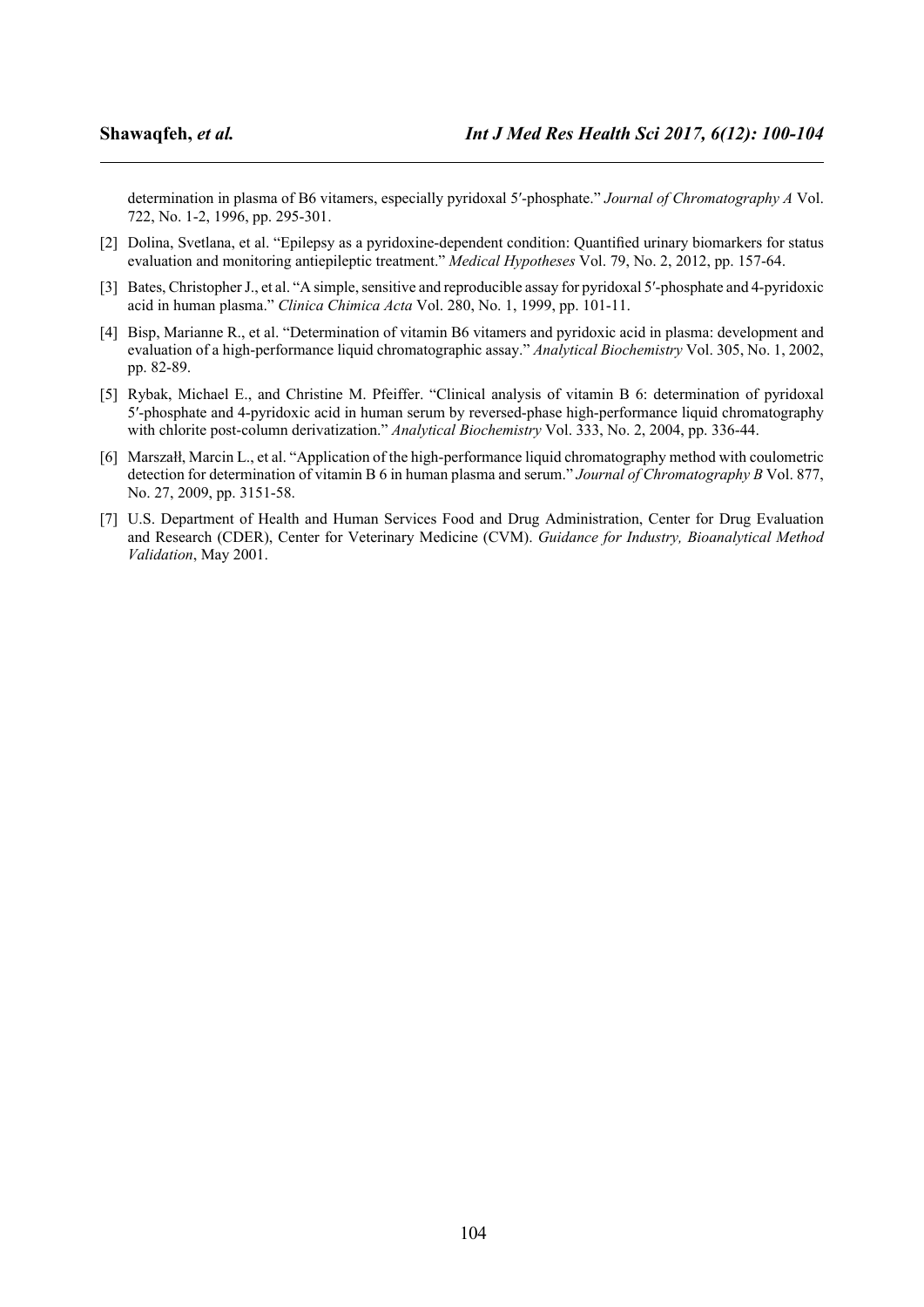determination in plasma of B6 vitamers, especially pyridoxal 5′-phosphate." *Journal of Chromatography A* Vol. 722, No. 1-2, 1996, pp. 295-301.

[2] Dolina, Svetlana, et al. "Epilepsy as a pyridoxine-dependent condition: Quantified urinary biomarkers for status evaluation and monitoring antiepileptic treatment." *Medical Hypotheses* Vol. 79, No. 2, 2012, pp. 157-64.

[3] Bates, Christopher J., et al. "A simple, sensitive and reproducible assay for pyridoxal 5′-phosphate and 4-pyridoxic acid in human plasma." *Clinica Chimica Acta* Vol. 280, No. 1, 1999, pp. 101-11.

[4] Bisp, Marianne R., et al. "Determination of vitamin B6 vitamers and pyridoxic acid in plasma: development and evaluation of a high-performance liquid chromatographic assay." *Analytical Biochemistry* Vol. 305, No. 1, 2002, pp. 82-89.

[5] Rybak, Michael E., and Christine M. Pfeiffer. "Clinical analysis of vitamin B 6: determination of pyridoxal 5′-phosphate and 4-pyridoxic acid in human serum by reversed-phase high-performance liquid chromatography with chlorite post-column derivatization." *Analytical Biochemistry* Vol. 333, No. 2, 2004, pp. 336-44.

[6] Marszałł, Marcin L., et al. "Application of the high-performance liquid chromatography method with coulometric detection for determination of vitamin B 6 in human plasma and serum." *Journal of Chromatography B* Vol. 877, No. 27, 2009, pp. 3151-58.

[7] U.S. Department of Health and Human Services Food and Drug Administration, Center for Drug Evaluation and Research (CDER), Center for Veterinary Medicine (CVM). *Guidance for Industry, Bioanalytical Method Validation*, May 2001.